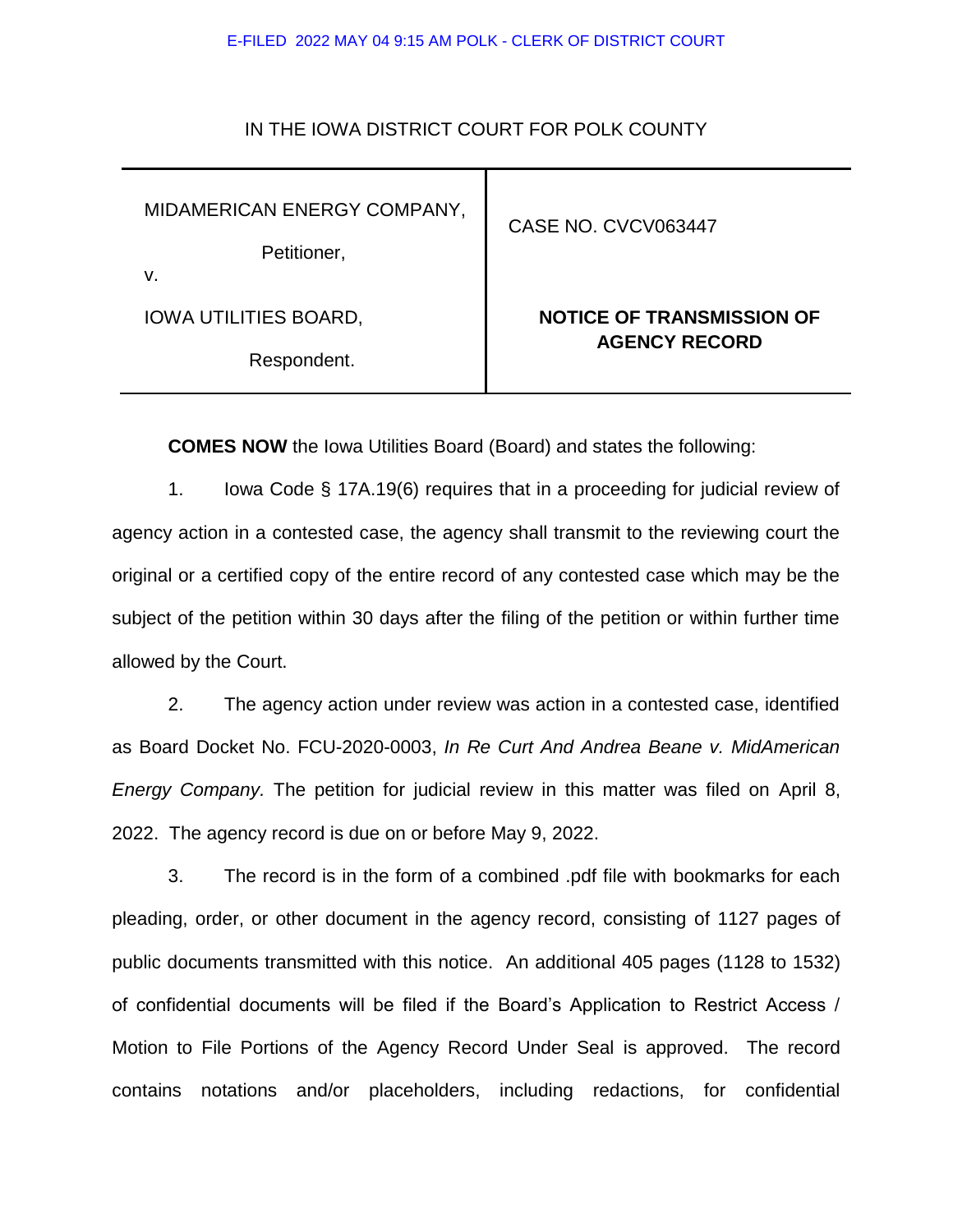E-FILED 2022 MAY 04 9:15 AM POLK - CLERK OF DISTRICT COURT

IN THE IOWA DISTRICT COURT FOR POLK COUNTY

| | |
|---|---|
| MIDAMERICAN ENERGY COMPANY,<br><br>Petitioner,<br><br>v.<br><br>IOWA UTILITIES BOARD,<br><br>Respondent. | CASE NO. CVCV063447<br><br>**NOTICE OF TRANSMISSION OF AGENCY RECORD** |

**COMES NOW** the Iowa Utilities Board (Board) and states the following:

1. Iowa Code § 17A.19(6) requires that in a proceeding for judicial review of agency action in a contested case, the agency shall transmit to the reviewing court the original or a certified copy of the entire record of any contested case which may be the subject of the petition within 30 days after the filing of the petition or within further time allowed by the Court.

2. The agency action under review was action in a contested case, identified as Board Docket No. FCU-2020-0003, *In Re Curt And Andrea Beane v. MidAmerican Energy Company.* The petition for judicial review in this matter was filed on April 8, 2022. The agency record is due on or before May 9, 2022.

3. The record is in the form of a combined .pdf file with bookmarks for each pleading, order, or other document in the agency record, consisting of 1127 pages of public documents transmitted with this notice. An additional 405 pages (1128 to 1532) of confidential documents will be filed if the Board's Application to Restrict Access / Motion to File Portions of the Agency Record Under Seal is approved. The record contains notations and/or placeholders, including redactions, for confidential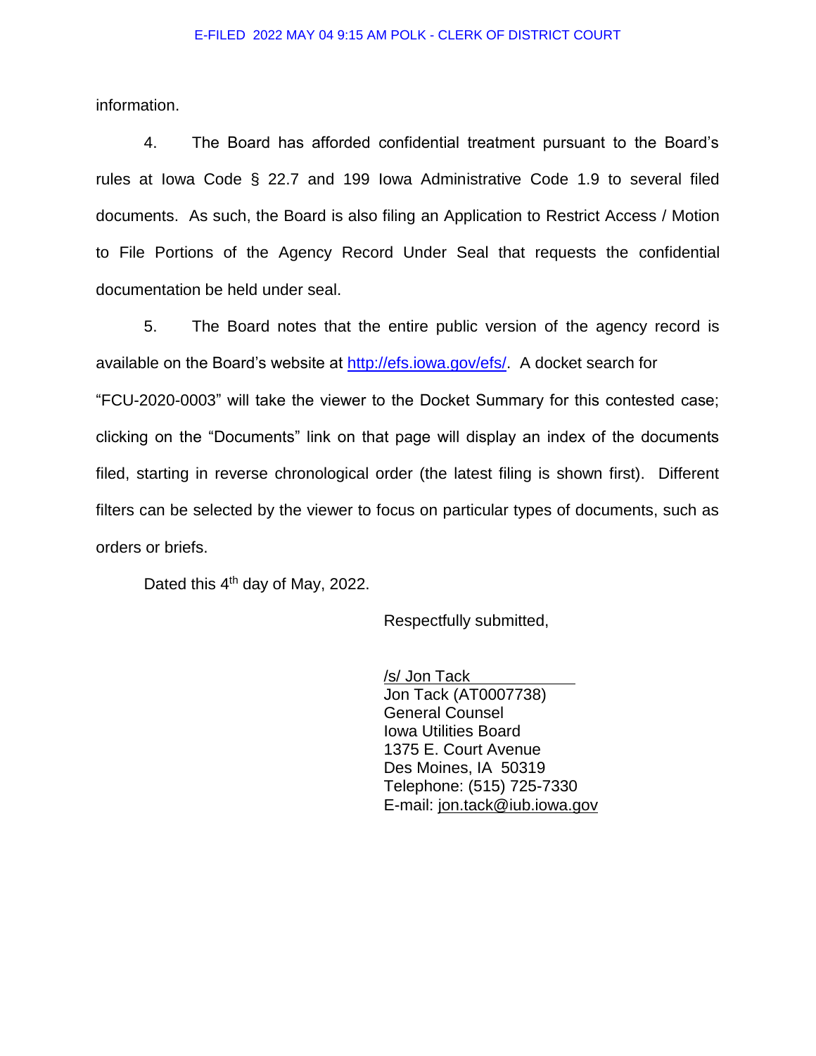information.

4. The Board has afforded confidential treatment pursuant to the Board's rules at Iowa Code § 22.7 and 199 Iowa Administrative Code 1.9 to several filed documents. As such, the Board is also filing an Application to Restrict Access / Motion to File Portions of the Agency Record Under Seal that requests the confidential documentation be held under seal.

5. The Board notes that the entire public version of the agency record is available on the Board's website at http://efs.iowa.gov/efs/. A docket search for "FCU-2020-0003" will take the viewer to the Docket Summary for this contested case; clicking on the "Documents" link on that page will display an index of the documents filed, starting in reverse chronological order (the latest filing is shown first). Different filters can be selected by the viewer to focus on particular types of documents, such as orders or briefs.

Dated this 4th day of May, 2022.

Respectfully submitted,

/s/ Jon Tack
Jon Tack (AT0007738)
General Counsel
Iowa Utilities Board
1375 E. Court Avenue
Des Moines, IA 50319
Telephone: (515) 725-7330
E-mail: jon.tack@iub.iowa.gov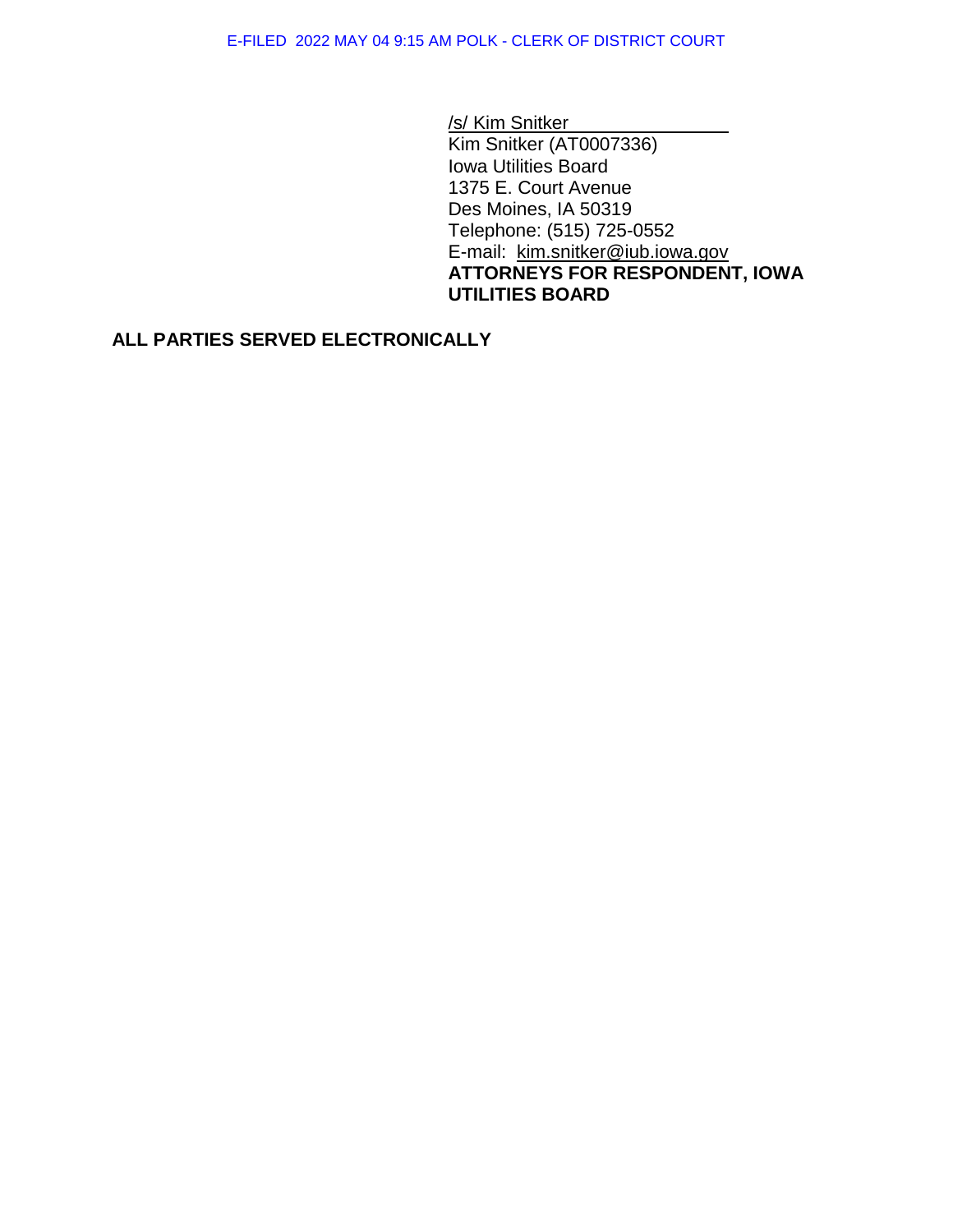/s/ Kim Snitker
Kim Snitker (AT0007336)
Iowa Utilities Board
1375 E. Court Avenue
Des Moines, IA 50319
Telephone: (515) 725-0552
E-mail: kim.snitker@iub.iowa.gov
**ATTORNEYS FOR RESPONDENT, IOWA UTILITIES BOARD**

**ALL PARTIES SERVED ELECTRONICALLY**